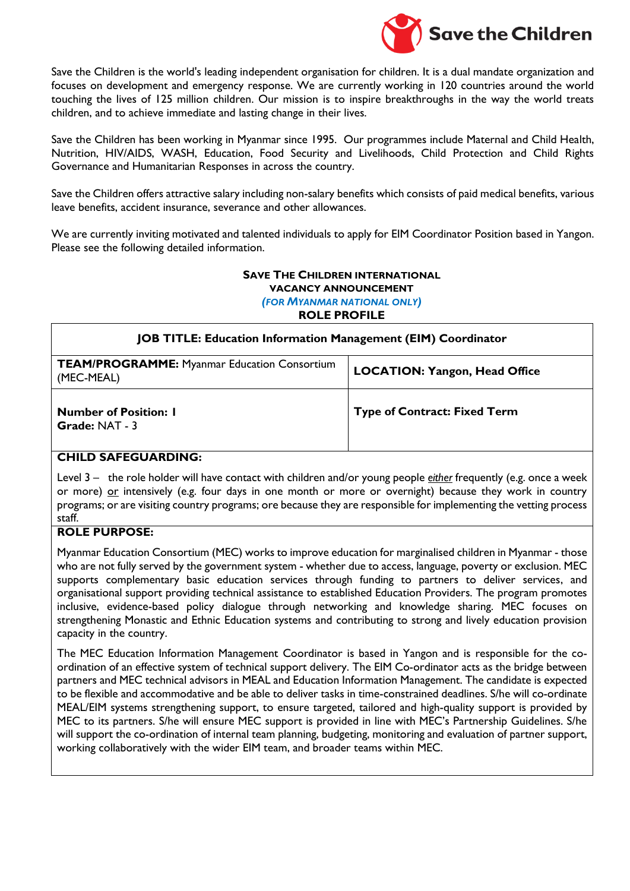Save the Children

Save the Children is the world's leading independent organisation for children. It is a dual mandate organization and focuses on development and emergency response. We are currently working in 120 countries around the world touching the lives of 125 million children. Our mission is to inspire breakthroughs in the way the world treats children, and to achieve immediate and lasting change in their lives.

Save the Children has been working in Myanmar since 1995. Our programmes include Maternal and Child Health, Nutrition, HIV/AIDS, WASH, Education, Food Security and Livelihoods, Child Protection and Child Rights Governance and Humanitarian Responses in across the country.

Save the Children offers attractive salary including non-salary benefits which consists of paid medical benefits, various leave benefits, accident insurance, severance and other allowances.

We are currently inviting motivated and talented individuals to apply for EIM Coordinator Position based in Yangon. Please see the following detailed information.

**SAVE THE CHILDREN INTERNATIONAL**
**VACANCY ANNOUNCEMENT**
***(FOR MYANMAR NATIONAL ONLY)***
**ROLE PROFILE**

| **JOB TITLE: Education Information Management (EIM) Coordinator** | |
|---|---|
| **TEAM/PROGRAMME:** Myanmar Education Consortium (MEC-MEAL) | **LOCATION: Yangon, Head Office** |
| **Number of Position: 1**<br>**Grade:** NAT - 3 | **Type of Contract: Fixed Term** |

**CHILD SAFEGUARDING:**

Level 3 – the role holder will have contact with children and/or young people *either* frequently (e.g. once a week or more) or intensively (e.g. four days in one month or more or overnight) because they work in country programs; or are visiting country programs; ore because they are responsible for implementing the vetting process staff.

**ROLE PURPOSE:**

Myanmar Education Consortium (MEC) works to improve education for marginalised children in Myanmar - those who are not fully served by the government system - whether due to access, language, poverty or exclusion. MEC supports complementary basic education services through funding to partners to deliver services, and organisational support providing technical assistance to established Education Providers. The program promotes inclusive, evidence-based policy dialogue through networking and knowledge sharing. MEC focuses on strengthening Monastic and Ethnic Education systems and contributing to strong and lively education provision capacity in the country.

The MEC Education Information Management Coordinator is based in Yangon and is responsible for the co-ordination of an effective system of technical support delivery. The EIM Co-ordinator acts as the bridge between partners and MEC technical advisors in MEAL and Education Information Management. The candidate is expected to be flexible and accommodative and be able to deliver tasks in time-constrained deadlines. S/he will co-ordinate MEAL/EIM systems strengthening support, to ensure targeted, tailored and high-quality support is provided by MEC to its partners. S/he will ensure MEC support is provided in line with MEC's Partnership Guidelines. S/he will support the co-ordination of internal team planning, budgeting, monitoring and evaluation of partner support, working collaboratively with the wider EIM team, and broader teams within MEC.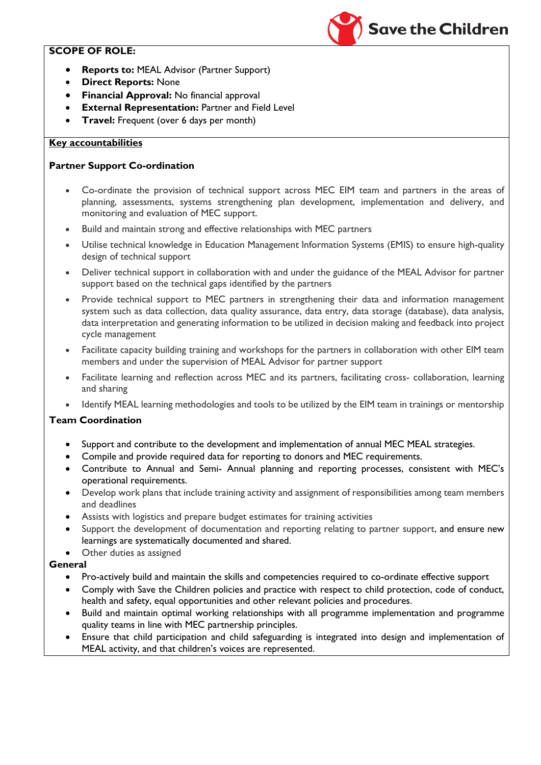**SCOPE OF ROLE:**

- **Reports to:** MEAL Advisor (Partner Support)
- **Direct Reports:** None
- **Financial Approval:** No financial approval
- **External Representation:** Partner and Field Level
- **Travel:** Frequent (over 6 days per month)

**Key accountabilities**

**Partner Support Co-ordination**

- Co-ordinate the provision of technical support across MEC EIM team and partners in the areas of planning, assessments, systems strengthening plan development, implementation and delivery, and monitoring and evaluation of MEC support.
- Build and maintain strong and effective relationships with MEC partners
- Utilise technical knowledge in Education Management Information Systems (EMIS) to ensure high-quality design of technical support
- Deliver technical support in collaboration with and under the guidance of the MEAL Advisor for partner support based on the technical gaps identified by the partners
- Provide technical support to MEC partners in strengthening their data and information management system such as data collection, data quality assurance, data entry, data storage (database), data analysis, data interpretation and generating information to be utilized in decision making and feedback into project cycle management
- Facilitate capacity building training and workshops for the partners in collaboration with other EIM team members and under the supervision of MEAL Advisor for partner support
- Facilitate learning and reflection across MEC and its partners, facilitating cross- collaboration, learning and sharing
- Identify MEAL learning methodologies and tools to be utilized by the EIM team in trainings or mentorship

**Team Coordination**

- Support and contribute to the development and implementation of annual MEC MEAL strategies.
- Compile and provide required data for reporting to donors and MEC requirements.
- Contribute to Annual and Semi- Annual planning and reporting processes, consistent with MEC's operational requirements.
- Develop work plans that include training activity and assignment of responsibilities among team members and deadlines
- Assists with logistics and prepare budget estimates for training activities
- Support the development of documentation and reporting relating to partner support, and ensure new learnings are systematically documented and shared.
- Other duties as assigned

**General**

- Pro-actively build and maintain the skills and competencies required to co-ordinate effective support
- Comply with Save the Children policies and practice with respect to child protection, code of conduct, health and safety, equal opportunities and other relevant policies and procedures.
- Build and maintain optimal working relationships with all programme implementation and programme quality teams in line with MEC partnership principles.
- Ensure that child participation and child safeguarding is integrated into design and implementation of MEAL activity, and that children's voices are represented.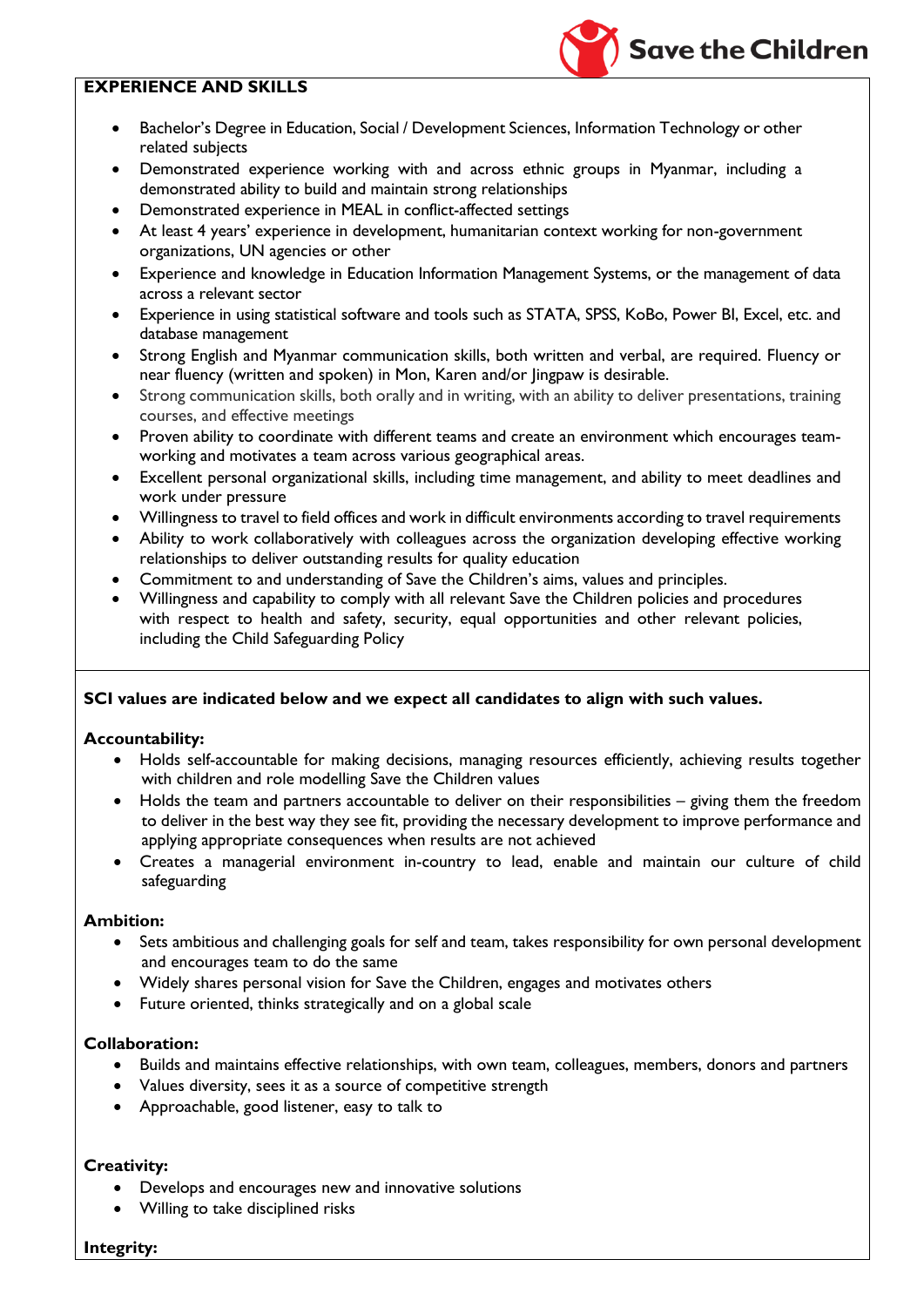## EXPERIENCE AND SKILLS

- Bachelor's Degree in Education, Social / Development Sciences, Information Technology or other related subjects
- Demonstrated experience working with and across ethnic groups in Myanmar, including a demonstrated ability to build and maintain strong relationships
- Demonstrated experience in MEAL in conflict-affected settings
- At least 4 years' experience in development, humanitarian context working for non-government organizations, UN agencies or other
- Experience and knowledge in Education Information Management Systems, or the management of data across a relevant sector
- Experience in using statistical software and tools such as STATA, SPSS, KoBo, Power BI, Excel, etc. and database management
- Strong English and Myanmar communication skills, both written and verbal, are required. Fluency or near fluency (written and spoken) in Mon, Karen and/or Jingpaw is desirable.
- Strong communication skills, both orally and in writing, with an ability to deliver presentations, training courses, and effective meetings
- Proven ability to coordinate with different teams and create an environment which encourages team-working and motivates a team across various geographical areas.
- Excellent personal organizational skills, including time management, and ability to meet deadlines and work under pressure
- Willingness to travel to field offices and work in difficult environments according to travel requirements
- Ability to work collaboratively with colleagues across the organization developing effective working relationships to deliver outstanding results for quality education
- Commitment to and understanding of Save the Children's aims, values and principles.
- Willingness and capability to comply with all relevant Save the Children policies and procedures with respect to health and safety, security, equal opportunities and other relevant policies, including the Child Safeguarding Policy

**SCI values are indicated below and we expect all candidates to align with such values.**

**Accountability:**

- Holds self-accountable for making decisions, managing resources efficiently, achieving results together with children and role modelling Save the Children values
- Holds the team and partners accountable to deliver on their responsibilities – giving them the freedom to deliver in the best way they see fit, providing the necessary development to improve performance and applying appropriate consequences when results are not achieved
- Creates a managerial environment in-country to lead, enable and maintain our culture of child safeguarding

**Ambition:**

- Sets ambitious and challenging goals for self and team, takes responsibility for own personal development and encourages team to do the same
- Widely shares personal vision for Save the Children, engages and motivates others
- Future oriented, thinks strategically and on a global scale

**Collaboration:**

- Builds and maintains effective relationships, with own team, colleagues, members, donors and partners
- Values diversity, sees it as a source of competitive strength
- Approachable, good listener, easy to talk to

**Creativity:**

- Develops and encourages new and innovative solutions
- Willing to take disciplined risks

**Integrity:**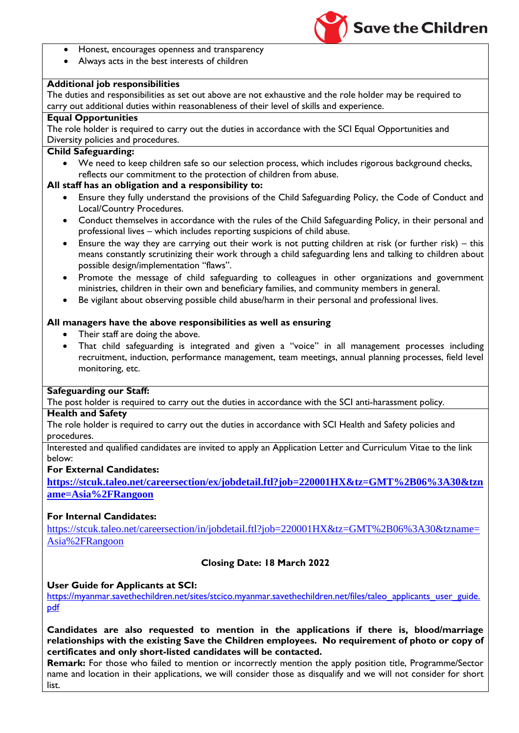- Honest, encourages openness and transparency
- Always acts in the best interests of children

**Additional job responsibilities**

The duties and responsibilities as set out above are not exhaustive and the role holder may be required to carry out additional duties within reasonableness of their level of skills and experience.

**Equal Opportunities**

The role holder is required to carry out the duties in accordance with the SCI Equal Opportunities and Diversity policies and procedures.

**Child Safeguarding:**

- We need to keep children safe so our selection process, which includes rigorous background checks, reflects our commitment to the protection of children from abuse.

**All staff has an obligation and a responsibility to:**

- Ensure they fully understand the provisions of the Child Safeguarding Policy, the Code of Conduct and Local/Country Procedures.
- Conduct themselves in accordance with the rules of the Child Safeguarding Policy, in their personal and professional lives – which includes reporting suspicions of child abuse.
- Ensure the way they are carrying out their work is not putting children at risk (or further risk) – this means constantly scrutinizing their work through a child safeguarding lens and talking to children about possible design/implementation "flaws".
- Promote the message of child safeguarding to colleagues in other organizations and government ministries, children in their own and beneficiary families, and community members in general.
- Be vigilant about observing possible child abuse/harm in their personal and professional lives.

**All managers have the above responsibilities as well as ensuring**

- Their staff are doing the above.
- That child safeguarding is integrated and given a "voice" in all management processes including recruitment, induction, performance management, team meetings, annual planning processes, field level monitoring, etc.

**Safeguarding our Staff:**

The post holder is required to carry out the duties in accordance with the SCI anti-harassment policy.

**Health and Safety**

The role holder is required to carry out the duties in accordance with SCI Health and Safety policies and procedures.

Interested and qualified candidates are invited to apply an Application Letter and Curriculum Vitae to the link below:

**For External Candidates:**

**https://stcuk.taleo.net/careersection/ex/jobdetail.ftl?job=220001HX&tz=GMT%2B06%3A30&tzname=Asia%2FRangoon**

**For Internal Candidates:**

https://stcuk.taleo.net/careersection/in/jobdetail.ftl?job=220001HX&tz=GMT%2B06%3A30&tzname=Asia%2FRangoon

**Closing Date: 18 March 2022**

**User Guide for Applicants at SCI:**

https://myanmar.savethechildren.net/sites/stcico.myanmar.savethechildren.net/files/taleo_applicants_user_guide.pdf

**Candidates are also requested to mention in the applications if there is, blood/marriage relationships with the existing Save the Children employees. No requirement of photo or copy of certificates and only short-listed candidates will be contacted.**

**Remark:** For those who failed to mention or incorrectly mention the apply position title, Programme/Sector name and location in their applications, we will consider those as disqualify and we will not consider for short list.